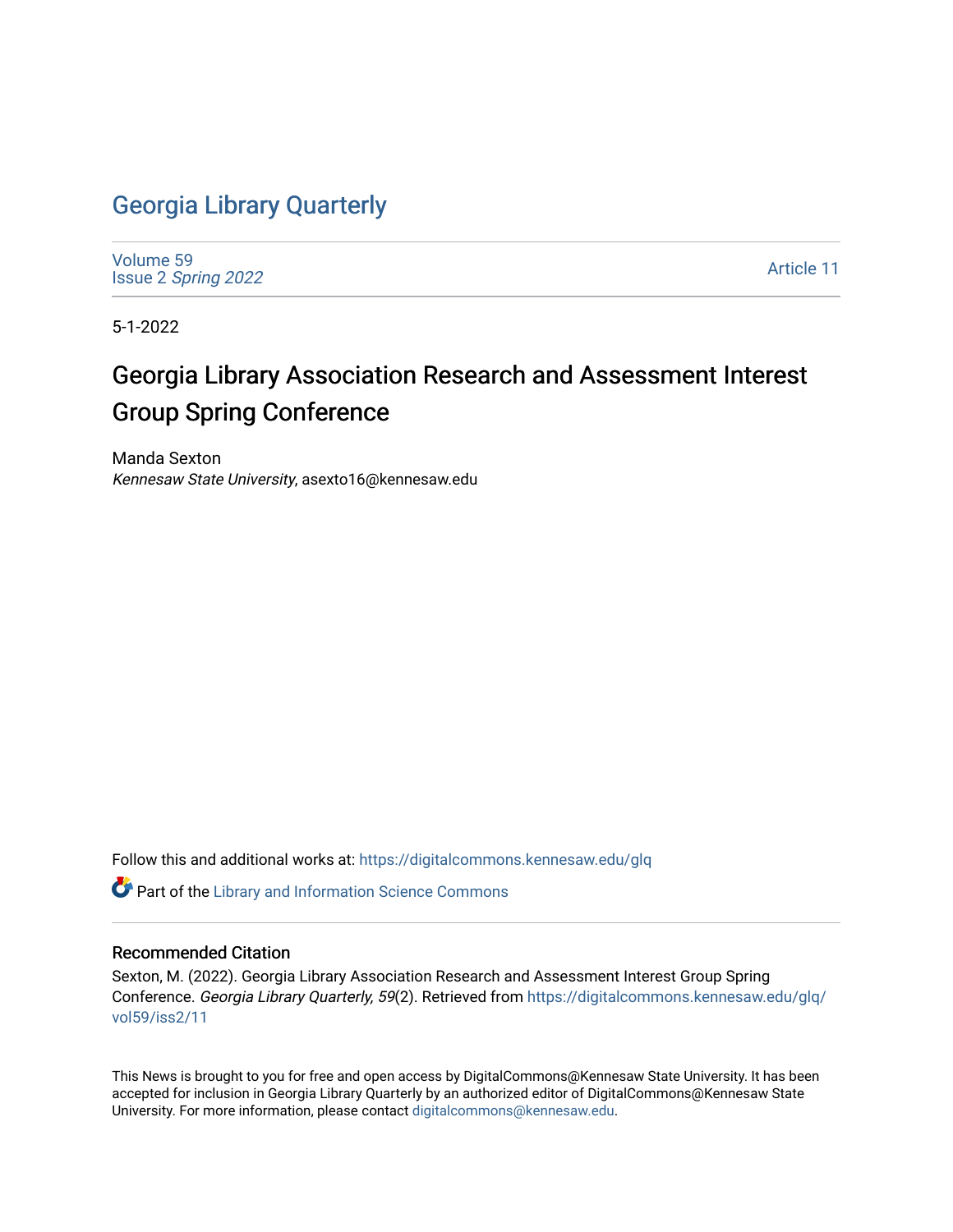# Georgia Library Quarterly

Volume 59
Issue 2 *Spring 2022*

Article 11

5-1-2022

## Georgia Library Association Research and Assessment Interest Group Spring Conference

Manda Sexton
*Kennesaw State University*, asexto16@kennesaw.edu

Follow this and additional works at: https://digitalcommons.kennesaw.edu/glq

Part of the Library and Information Science Commons

### Recommended Citation

Sexton, M. (2022). Georgia Library Association Research and Assessment Interest Group Spring Conference. *Georgia Library Quarterly, 59*(2). Retrieved from https://digitalcommons.kennesaw.edu/glq/vol59/iss2/11

This News is brought to you for free and open access by DigitalCommons@Kennesaw State University. It has been accepted for inclusion in Georgia Library Quarterly by an authorized editor of DigitalCommons@Kennesaw State University. For more information, please contact digitalcommons@kennesaw.edu.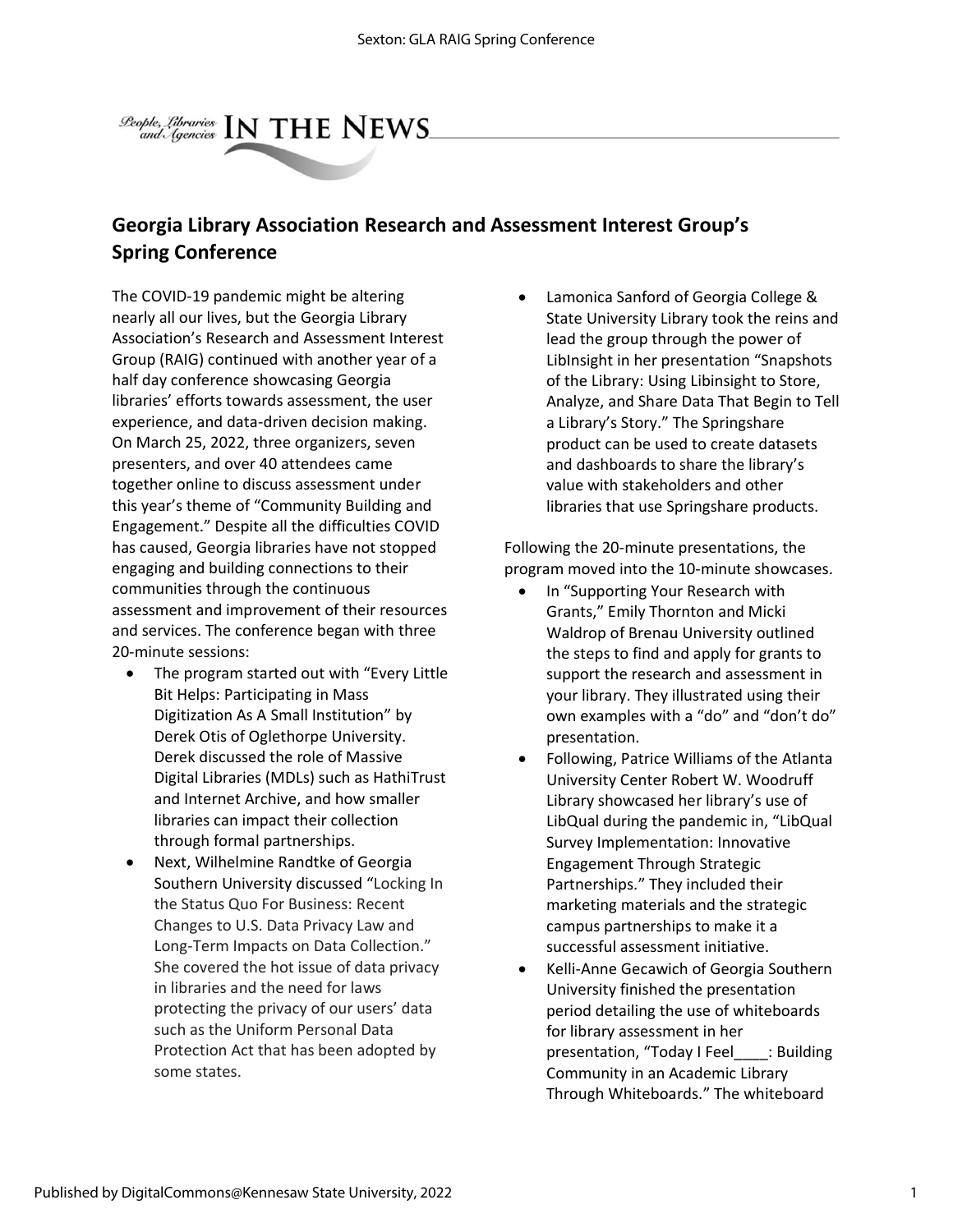## Georgia Library Association Research and Assessment Interest Group's Spring Conference

The COVID-19 pandemic might be altering nearly all our lives, but the Georgia Library Association's Research and Assessment Interest Group (RAIG) continued with another year of a half day conference showcasing Georgia libraries' efforts towards assessment, the user experience, and data-driven decision making. On March 25, 2022, three organizers, seven presenters, and over 40 attendees came together online to discuss assessment under this year's theme of "Community Building and Engagement." Despite all the difficulties COVID has caused, Georgia libraries have not stopped engaging and building connections to their communities through the continuous assessment and improvement of their resources and services. The conference began with three 20-minute sessions:

- The program started out with "Every Little Bit Helps: Participating in Mass Digitization As A Small Institution" by Derek Otis of Oglethorpe University. Derek discussed the role of Massive Digital Libraries (MDLs) such as HathiTrust and Internet Archive, and how smaller libraries can impact their collection through formal partnerships.
- Next, Wilhelmine Randtke of Georgia Southern University discussed "Locking In the Status Quo For Business: Recent Changes to U.S. Data Privacy Law and Long-Term Impacts on Data Collection." She covered the hot issue of data privacy in libraries and the need for laws protecting the privacy of our users' data such as the Uniform Personal Data Protection Act that has been adopted by some states.
- Lamonica Sanford of Georgia College & State University Library took the reins and lead the group through the power of LibInsight in her presentation "Snapshots of the Library: Using Libinsight to Store, Analyze, and Share Data That Begin to Tell a Library's Story." The Springshare product can be used to create datasets and dashboards to share the library's value with stakeholders and other libraries that use Springshare products.

Following the 20-minute presentations, the program moved into the 10-minute showcases.

- In "Supporting Your Research with Grants," Emily Thornton and Micki Waldrop of Brenau University outlined the steps to find and apply for grants to support the research and assessment in your library. They illustrated using their own examples with a "do" and "don't do" presentation.
- Following, Patrice Williams of the Atlanta University Center Robert W. Woodruff Library showcased her library's use of LibQual during the pandemic in, "LibQual Survey Implementation: Innovative Engagement Through Strategic Partnerships." They included their marketing materials and the strategic campus partnerships to make it a successful assessment initiative.
- Kelli-Anne Gecawich of Georgia Southern University finished the presentation period detailing the use of whiteboards for library assessment in her presentation, "Today I Feel____: Building Community in an Academic Library Through Whiteboards." The whiteboard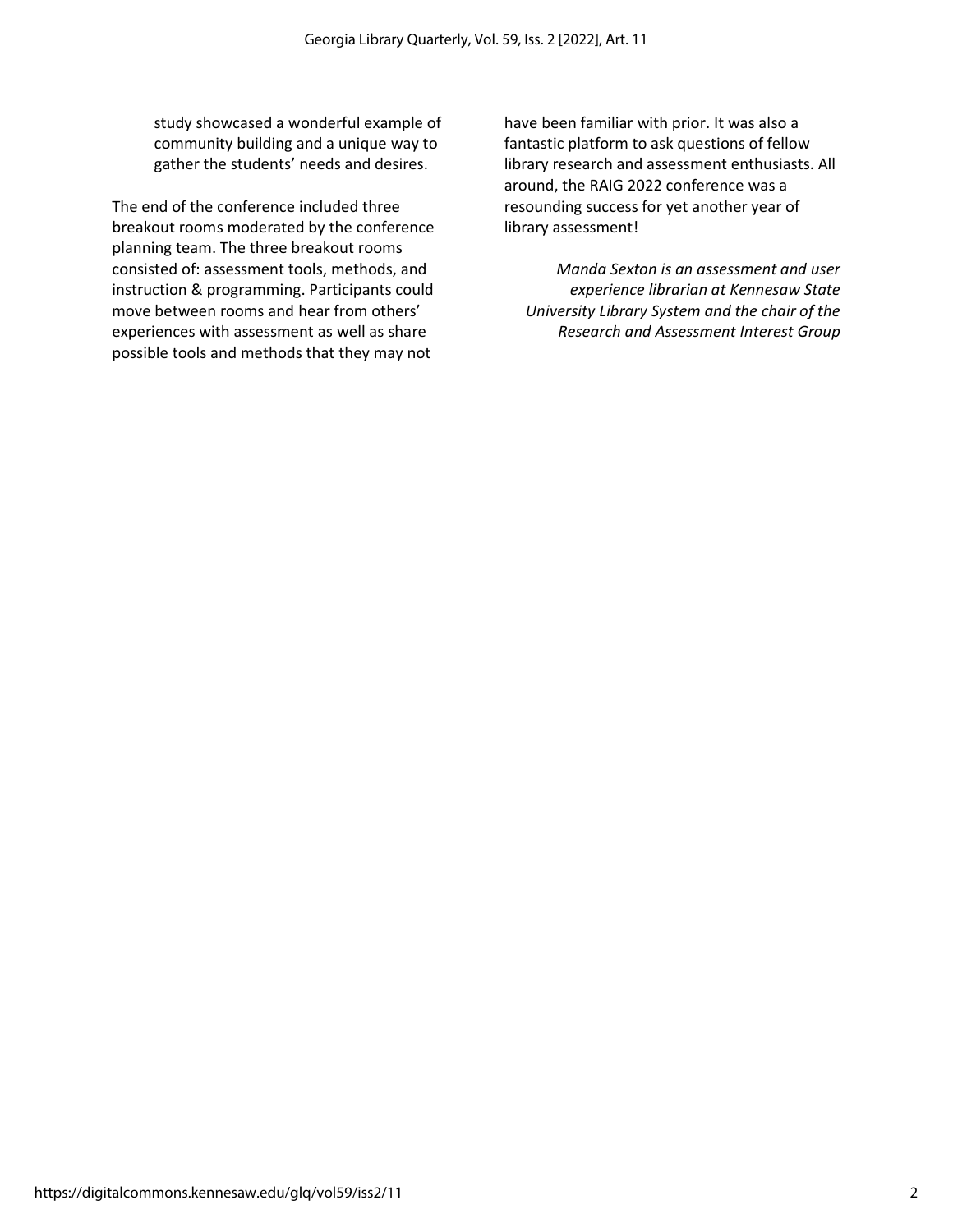study showcased a wonderful example of community building and a unique way to gather the students' needs and desires.

The end of the conference included three breakout rooms moderated by the conference planning team. The three breakout rooms consisted of: assessment tools, methods, and instruction & programming. Participants could move between rooms and hear from others' experiences with assessment as well as share possible tools and methods that they may not have been familiar with prior. It was also a fantastic platform to ask questions of fellow library research and assessment enthusiasts. All around, the RAIG 2022 conference was a resounding success for yet another year of library assessment!

*Manda Sexton is an assessment and user experience librarian at Kennesaw State University Library System and the chair of the Research and Assessment Interest Group*